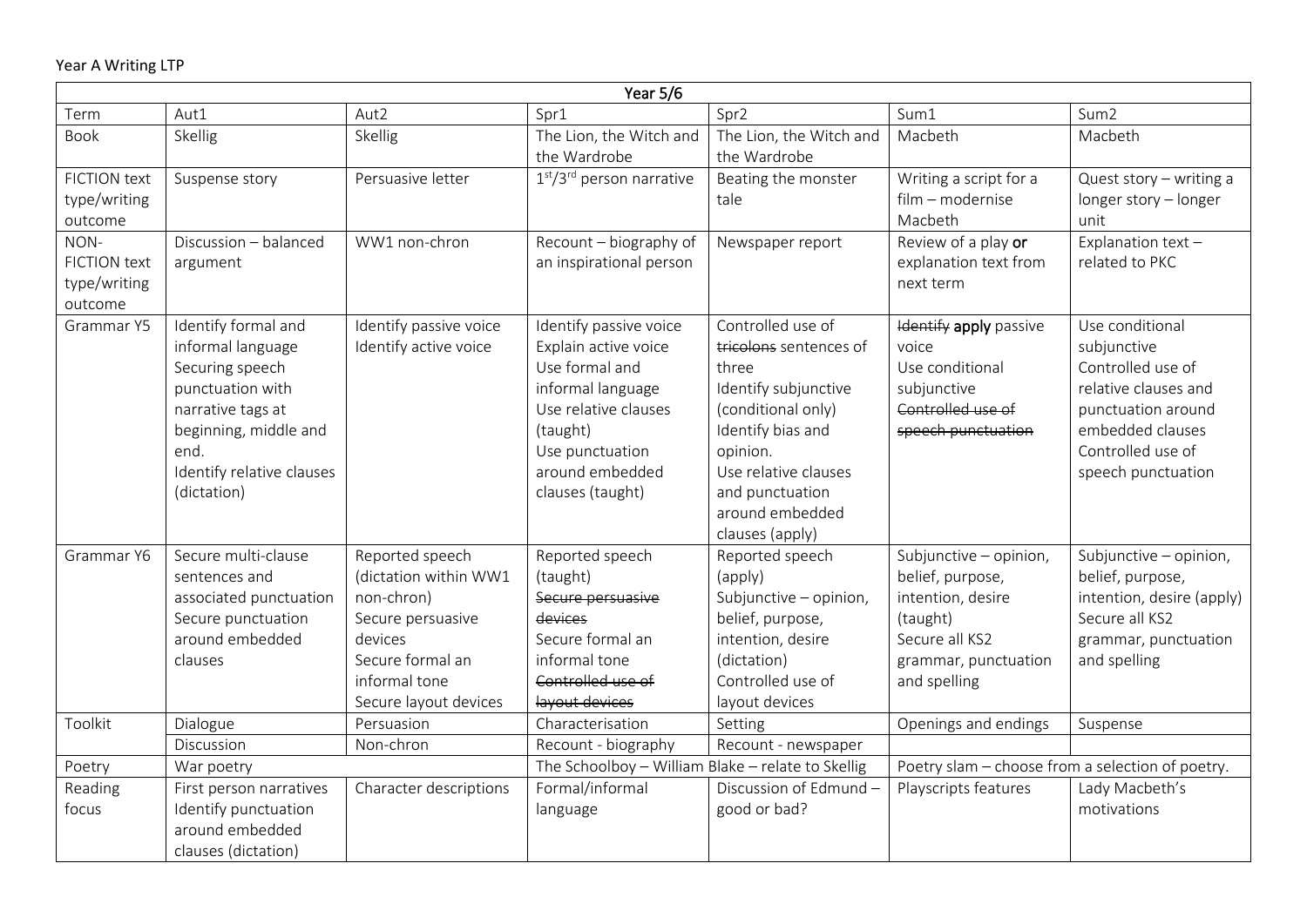Year A Writing LTP

| Year 5/6 | | | | | | |
|---|---|---|---|---|---|---|
| Term | Aut1 | Aut2 | Spr1 | Spr2 | Sum1 | Sum2 |
| Book | Skellig | Skellig | The Lion, the Witch and the Wardrobe | The Lion, the Witch and the Wardrobe | Macbeth | Macbeth |
| FICTION text type/writing outcome | Suspense story | Persuasive letter | 1st/3rd person narrative | Beating the monster tale | Writing a script for a film – modernise Macbeth | Quest story – writing a longer story – longer unit |
| NON-FICTION text type/writing outcome | Discussion – balanced argument | WW1 non-chron | Recount – biography of an inspirational person | Newspaper report | Review of a play **or** explanation text from next term | Explanation text – related to PKC |
| Grammar Y5 | Identify formal and informal language<br>Securing speech punctuation with narrative tags at beginning, middle and end.<br>Identify relative clauses (dictation) | Identify passive voice<br>Identify active voice | Identify passive voice<br>Explain active voice<br>Use formal and informal language<br>Use relative clauses (taught)<br>Use punctuation around embedded clauses (taught) | Controlled use of ~~tricolons~~ sentences of three<br>Identify subjunctive (conditional only)<br>Identify bias and opinion.<br>Use relative clauses and punctuation around embedded clauses (apply) | ~~Identify~~ **apply** passive voice<br>Use conditional subjunctive<br>~~Controlled use of speech punctuation~~ | Use conditional subjunctive<br>Controlled use of relative clauses and punctuation around embedded clauses<br>Controlled use of speech punctuation |
| Grammar Y6 | Secure multi-clause sentences and associated punctuation<br>Secure punctuation around embedded clauses | Reported speech (dictation within WW1 non-chron)<br>Secure persuasive devices<br>Secure formal an informal tone<br>Secure layout devices | Reported speech (taught)<br>~~Secure persuasive devices~~<br>Secure formal an informal tone<br>~~Controlled use of layout devices~~ | Reported speech (apply)<br>Subjunctive – opinion, belief, purpose, intention, desire (dictation)<br>Controlled use of layout devices | Subjunctive – opinion, belief, purpose, intention, desire (taught)<br>Secure all KS2 grammar, punctuation and spelling | Subjunctive – opinion, belief, purpose, intention, desire (apply)<br>Secure all KS2 grammar, punctuation and spelling |
| Toolkit | Dialogue | Persuasion | Characterisation | Setting | Openings and endings | Suspense |
| | Discussion | Non-chron | Recount - biography | Recount - newspaper | | |
| Poetry | War poetry | | The Schoolboy – William Blake – relate to Skellig | | Poetry slam – choose from a selection of poetry. | |
| Reading focus | First person narratives<br>Identify punctuation around embedded clauses (dictation) | Character descriptions | Formal/informal language | Discussion of Edmund – good or bad? | Playscripts features | Lady Macbeth's motivations |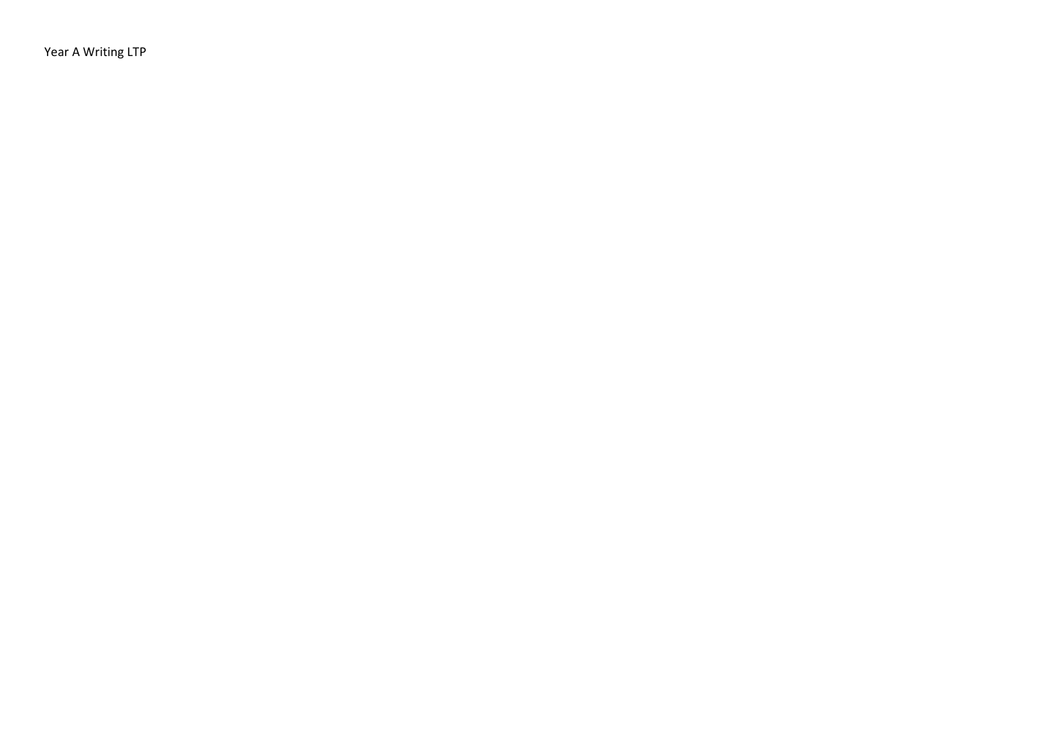Year A Writing LTP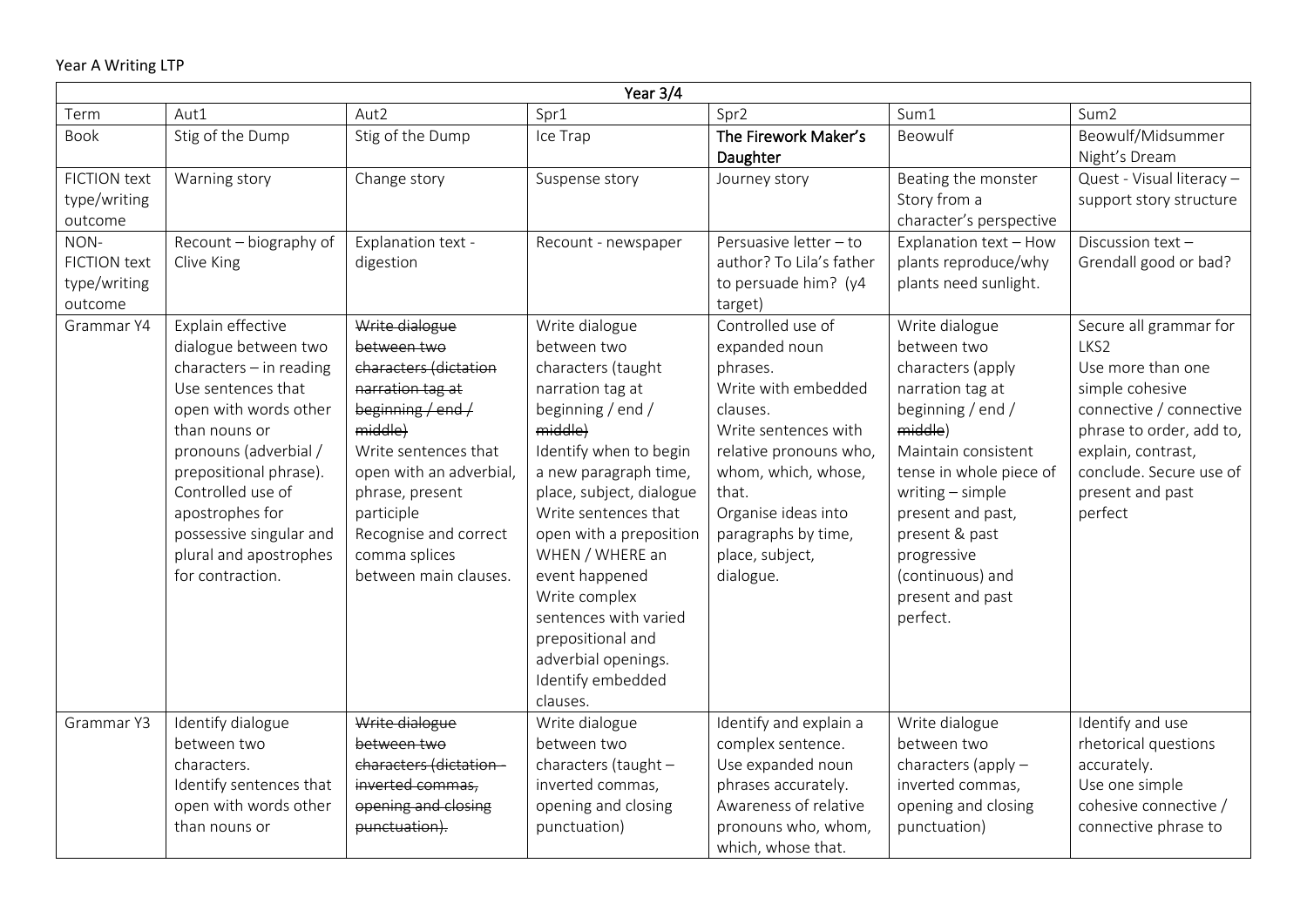Year A Writing LTP

| Year 3/4 | | | | | | |
|---|---|---|---|---|---|---|
| Term | Aut1 | Aut2 | Spr1 | Spr2 | Sum1 | Sum2 |
| Book | Stig of the Dump | Stig of the Dump | Ice Trap | The Firework Maker's Daughter | Beowulf | Beowulf/Midsummer Night's Dream |
| FICTION text type/writing outcome | Warning story | Change story | Suspense story | Journey story | Beating the monster<br>Story from a character's perspective | Quest - Visual literacy – support story structure |
| NON-FICTION text type/writing outcome | Recount – biography of Clive King | Explanation text - digestion | Recount - newspaper | Persuasive letter – to author? To Lila's father to persuade him? (y4 target) | Explanation text – How plants reproduce/why plants need sunlight. | Discussion text – Grendall good or bad? |
| Grammar Y4 | Explain effective dialogue between two characters – in reading<br>Use sentences that open with words other than nouns or pronouns (adverbial / prepositional phrase).<br>Controlled use of apostrophes for possessive singular and plural and apostrophes for contraction. | ~~Write dialogue between two characters (dictation narration tag at beginning / end / middle)~~<br>Write sentences that open with an adverbial, phrase, present participle<br>Recognise and correct comma splices between main clauses. | Write dialogue between two characters (taught narration tag at beginning / end / ~~middle~~)<br>Identify when to begin a new paragraph time, place, subject, dialogue<br>Write sentences that open with a preposition WHEN / WHERE an event happened<br>Write complex sentences with varied prepositional and adverbial openings.<br>Identify embedded clauses. | Controlled use of expanded noun phrases.<br>Write with embedded clauses.<br>Write sentences with relative pronouns who, whom, which, whose, that.<br>Organise ideas into paragraphs by time, place, subject, dialogue. | Write dialogue between two characters (apply narration tag at beginning / end / ~~middle~~)<br>Maintain consistent tense in whole piece of writing – simple present and past, present & past progressive (continuous) and present and past perfect. | Secure all grammar for LKS2<br>Use more than one simple cohesive connective / connective phrase to order, add to, explain, contrast, conclude. Secure use of present and past perfect |
| Grammar Y3 | Identify dialogue between two characters.<br>Identify sentences that open with words other than nouns or | ~~Write dialogue between two characters (dictation - inverted commas, opening and closing punctuation).~~ | Write dialogue between two characters (taught – inverted commas, opening and closing punctuation) | Identify and explain a complex sentence.<br>Use expanded noun phrases accurately.<br>Awareness of relative pronouns who, whom, which, whose that. | Write dialogue between two characters (apply – inverted commas, opening and closing punctuation) | Identify and use rhetorical questions accurately.<br>Use one simple cohesive connective / connective phrase to |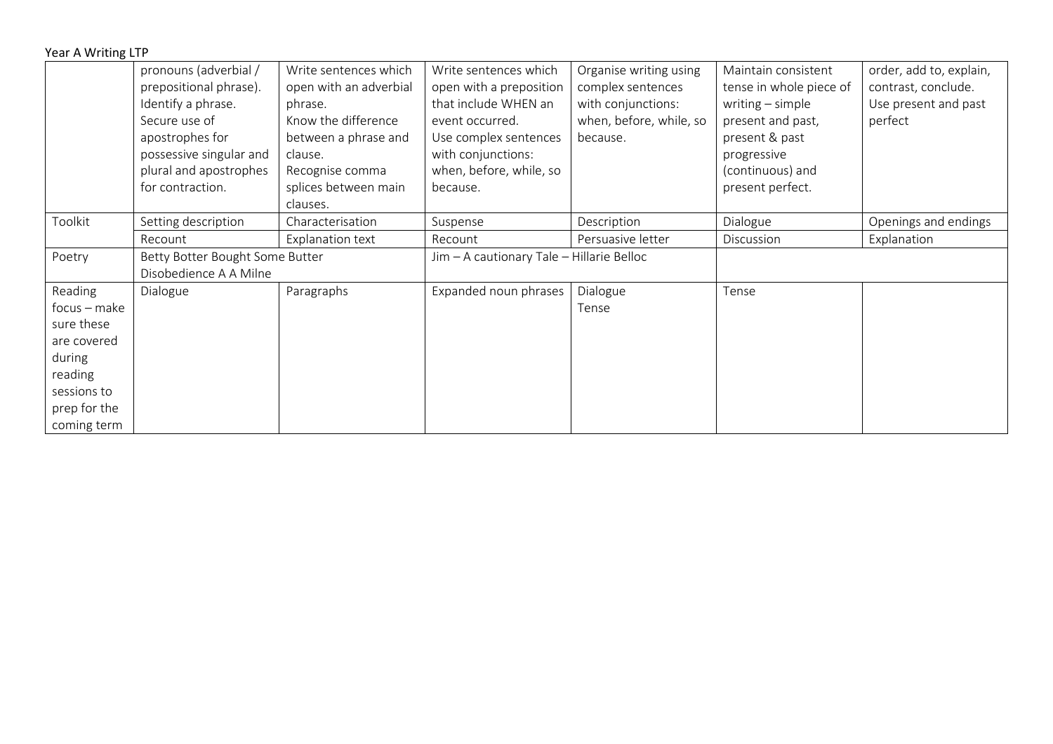Year A Writing LTP

| | | | | | | |
|---|---|---|---|---|---|---|
| | pronouns (adverbial / prepositional phrase). Identify a phrase. Secure use of apostrophes for possessive singular and plural and apostrophes for contraction. | Write sentences which open with an adverbial phrase. Know the difference between a phrase and clause. Recognise comma splices between main clauses. | Write sentences which open with a preposition that include WHEN an event occurred. Use complex sentences with conjunctions: when, before, while, so because. | Organise writing using complex sentences with conjunctions: when, before, while, so because. | Maintain consistent tense in whole piece of writing – simple present and past, present & past progressive (continuous) and present perfect. | order, add to, explain, contrast, conclude. Use present and past perfect |
| Toolkit | Setting description | Characterisation | Suspense | Description | Dialogue | Openings and endings |
| | Recount | Explanation text | Recount | Persuasive letter | Discussion | Explanation |
| Poetry | Betty Botter Bought Some Butter Disobedience A A Milne | | Jim – A cautionary Tale – Hillarie Belloc | | | |
| Reading focus – make sure these are covered during reading sessions to prep for the coming term | Dialogue | Paragraphs | Expanded noun phrases | Dialogue Tense | Tense | |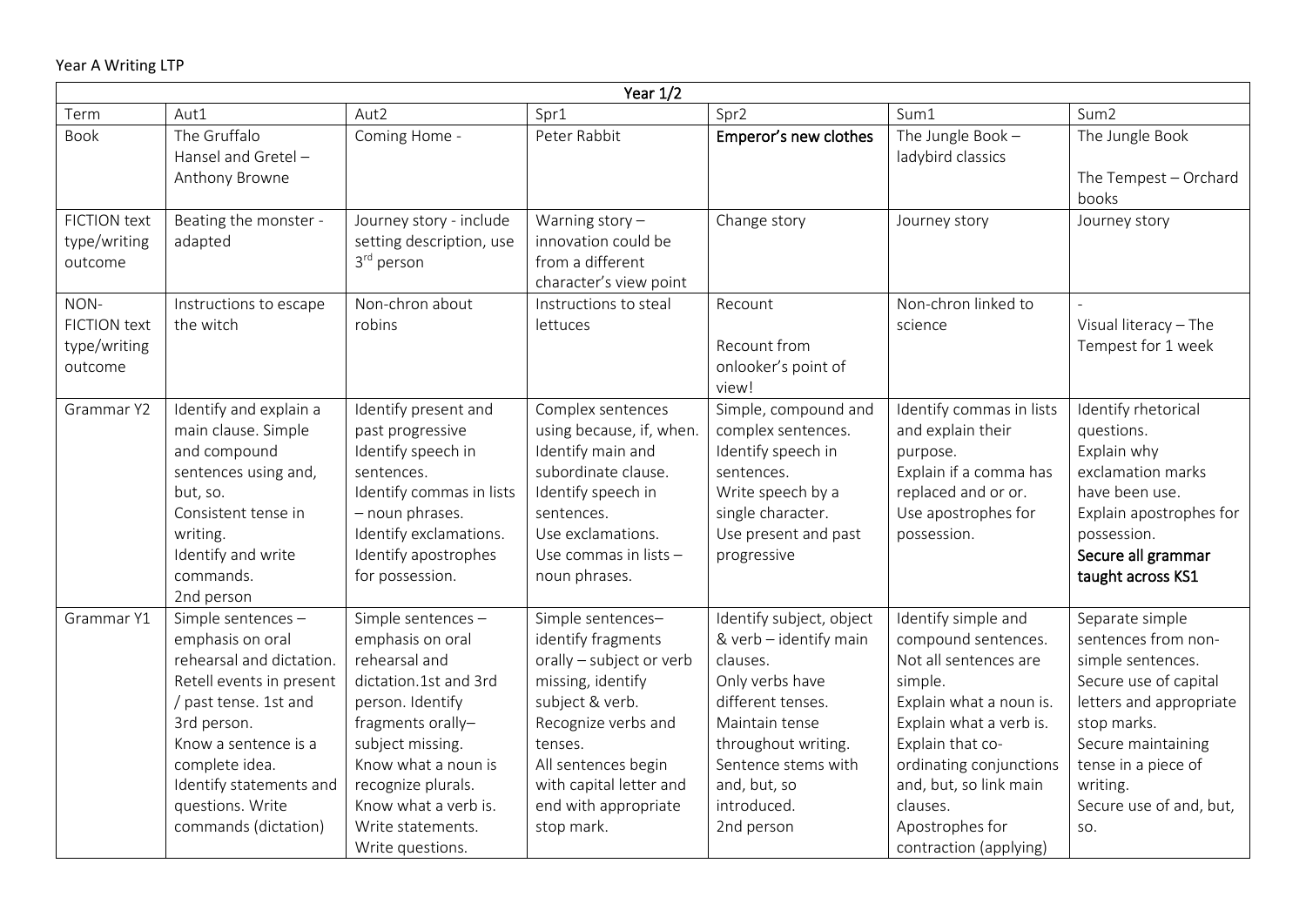Year A Writing LTP

| Year 1/2 | | | | | | |
|---|---|---|---|---|---|---|
| Term | Aut1 | Aut2 | Spr1 | Spr2 | Sum1 | Sum2 |
| Book | The Gruffalo<br>Hansel and Gretel – Anthony Browne | Coming Home - | Peter Rabbit | **Emperor's new clothes** | The Jungle Book – ladybird classics | The Jungle Book<br><br>The Tempest – Orchard books |
| FICTION text type/writing outcome | Beating the monster - adapted | Journey story - include setting description, use 3rd person | Warning story – innovation could be from a different character's view point | Change story | Journey story | Journey story |
| NON-FICTION text type/writing outcome | Instructions to escape the witch | Non-chron about robins | Instructions to steal lettuces | Recount<br><br>Recount from onlooker's point of view! | Non-chron linked to science | -<br>Visual literacy – The Tempest for 1 week |
| Grammar Y2 | Identify and explain a main clause. Simple and compound sentences using and, but, so.<br>Consistent tense in writing.<br>Identify and write commands.<br>2nd person | Identify present and past progressive<br>Identify speech in sentences.<br>Identify commas in lists – noun phrases.<br>Identify exclamations.<br>Identify apostrophes for possession. | Complex sentences using because, if, when.<br>Identify main and subordinate clause.<br>Identify speech in sentences.<br>Use exclamations.<br>Use commas in lists – noun phrases. | Simple, compound and complex sentences.<br>Identify speech in sentences.<br>Write speech by a single character.<br>Use present and past progressive | Identify commas in lists and explain their purpose.<br>Explain if a comma has replaced and or or.<br>Use apostrophes for possession. | Identify rhetorical questions.<br>Explain why exclamation marks have been use.<br>Explain apostrophes for possession.<br>**Secure all grammar taught across KS1** |
| Grammar Y1 | Simple sentences – emphasis on oral rehearsal and dictation.<br>Retell events in present / past tense. 1st and 3rd person.<br>Know a sentence is a complete idea.<br>Identify statements and questions. Write commands (dictation) | Simple sentences – emphasis on oral rehearsal and dictation.1st and 3rd person. Identify fragments orally– subject missing.<br>Know what a noun is recognize plurals.<br>Know what a verb is.<br>Write statements.<br>Write questions. | Simple sentences– identify fragments orally – subject or verb missing, identify subject & verb.<br>Recognize verbs and tenses.<br>All sentences begin with capital letter and end with appropriate stop mark. | Identify subject, object & verb – identify main clauses.<br>Only verbs have different tenses.<br>Maintain tense throughout writing.<br>Sentence stems with and, but, so introduced.<br>2nd person | Identify simple and compound sentences.<br>Not all sentences are simple.<br>Explain what a noun is.<br>Explain what a verb is.<br>Explain that co-ordinating conjunctions and, but, so link main clauses.<br>Apostrophes for contraction (applying) | Separate simple sentences from non-simple sentences.<br>Secure use of capital letters and appropriate stop marks.<br>Secure maintaining tense in a piece of writing.<br>Secure use of and, but, so. |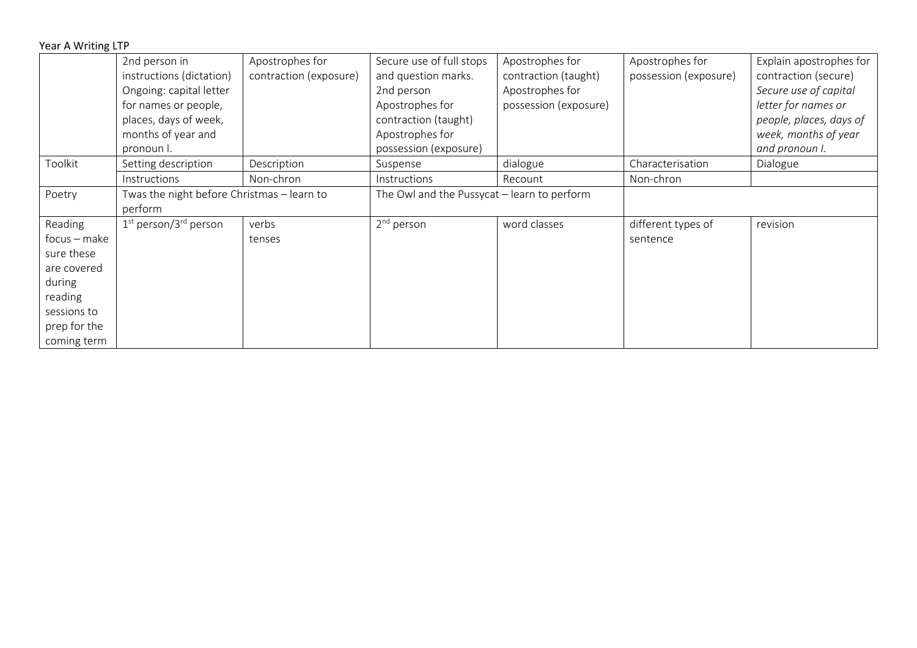Year A Writing LTP

| | | | | | | |
|---|---|---|---|---|---|---|
| | 2nd person in instructions (dictation) Ongoing: capital letter for names or people, places, days of week, months of year and pronoun I. | Apostrophes for contraction (exposure) | Secure use of full stops and question marks. 2nd person Apostrophes for contraction (taught) Apostrophes for possession (exposure) | Apostrophes for contraction (taught) Apostrophes for possession (exposure) | Apostrophes for possession (exposure) | Explain apostrophes for contraction (secure) *Secure use of capital letter for names or people, places, days of week, months of year and pronoun I.* |
| Toolkit | Setting description | Description | Suspense | dialogue | Characterisation | Dialogue |
| | Instructions | Non-chron | Instructions | Recount | Non-chron | |
| Poetry | Twas the night before Christmas – learn to perform | | The Owl and the Pussycat – learn to perform | | | |
| Reading focus – make sure these are covered during reading sessions to prep for the coming term | 1st person/3rd person | verbs tenses | 2nd person | word classes | different types of sentence | revision |